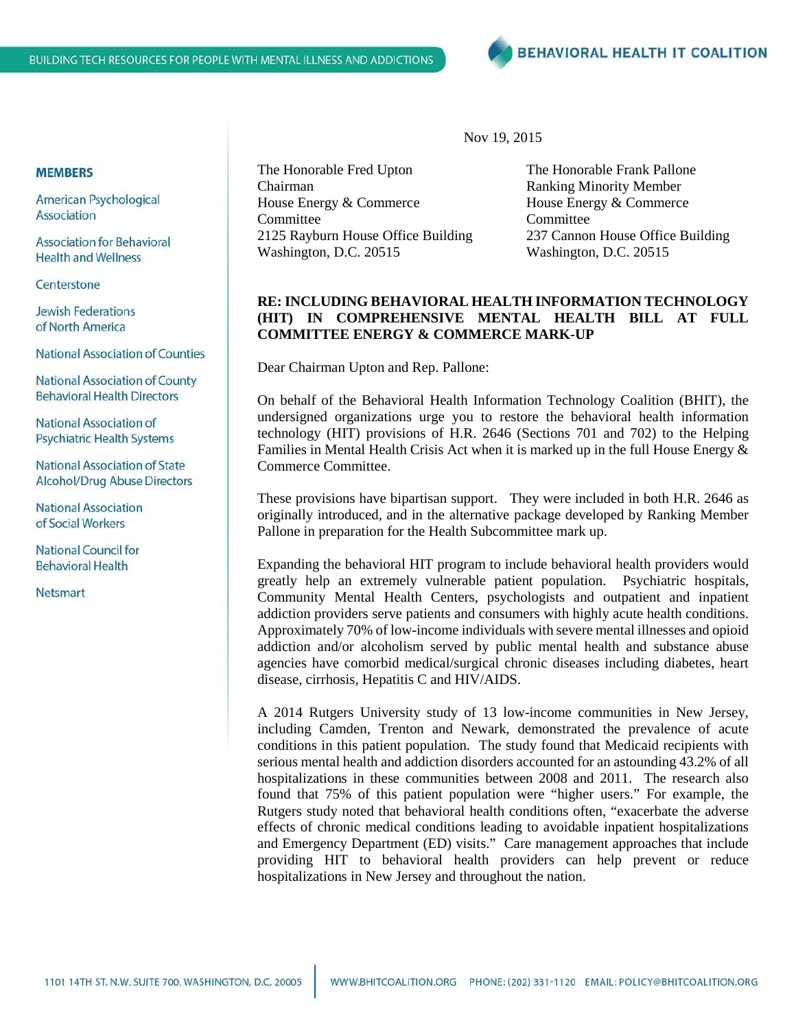BUILDING TECH RESOURCES FOR PEOPLE WITH MENTAL ILLNESS AND ADDICTIONS

**BEHAVIORAL HEALTH IT COALITION**

**MEMBERS**

American Psychological Association

Association for Behavioral Health and Wellness

Centerstone

Jewish Federations of North America

National Association of Counties

National Association of County Behavioral Health Directors

National Association of Psychiatric Health Systems

National Association of State Alcohol/Drug Abuse Directors

National Association of Social Workers

National Council for Behavioral Health

Netsmart

Nov 19, 2015

The Honorable Fred Upton
Chairman
House Energy & Commerce Committee
2125 Rayburn House Office Building
Washington, D.C. 20515

The Honorable Frank Pallone
Ranking Minority Member
House Energy & Commerce Committee
237 Cannon House Office Building
Washington, D.C. 20515

**RE: INCLUDING BEHAVIORAL HEALTH INFORMATION TECHNOLOGY (HIT) IN COMPREHENSIVE MENTAL HEALTH BILL AT FULL COMMITTEE ENERGY & COMMERCE MARK-UP**

Dear Chairman Upton and Rep. Pallone:

On behalf of the Behavioral Health Information Technology Coalition (BHIT), the undersigned organizations urge you to restore the behavioral health information technology (HIT) provisions of H.R. 2646 (Sections 701 and 702) to the Helping Families in Mental Health Crisis Act when it is marked up in the full House Energy & Commerce Committee.

These provisions have bipartisan support. They were included in both H.R. 2646 as originally introduced, and in the alternative package developed by Ranking Member Pallone in preparation for the Health Subcommittee mark up.

Expanding the behavioral HIT program to include behavioral health providers would greatly help an extremely vulnerable patient population. Psychiatric hospitals, Community Mental Health Centers, psychologists and outpatient and inpatient addiction providers serve patients and consumers with highly acute health conditions. Approximately 70% of low-income individuals with severe mental illnesses and opioid addiction and/or alcoholism served by public mental health and substance abuse agencies have comorbid medical/surgical chronic diseases including diabetes, heart disease, cirrhosis, Hepatitis C and HIV/AIDS.

A 2014 Rutgers University study of 13 low-income communities in New Jersey, including Camden, Trenton and Newark, demonstrated the prevalence of acute conditions in this patient population. The study found that Medicaid recipients with serious mental health and addiction disorders accounted for an astounding 43.2% of all hospitalizations in these communities between 2008 and 2011. The research also found that 75% of this patient population were "higher users." For example, the Rutgers study noted that behavioral health conditions often, "exacerbate the adverse effects of chronic medical conditions leading to avoidable inpatient hospitalizations and Emergency Department (ED) visits." Care management approaches that include providing HIT to behavioral health providers can help prevent or reduce hospitalizations in New Jersey and throughout the nation.

1101 14TH ST. N.W. SUITE 700, WASHINGTON, D.C. 20005 | WWW.BHITCOALITION.ORG PHONE: (202) 331-1120 EMAIL: POLICY@BHITCOALITION.ORG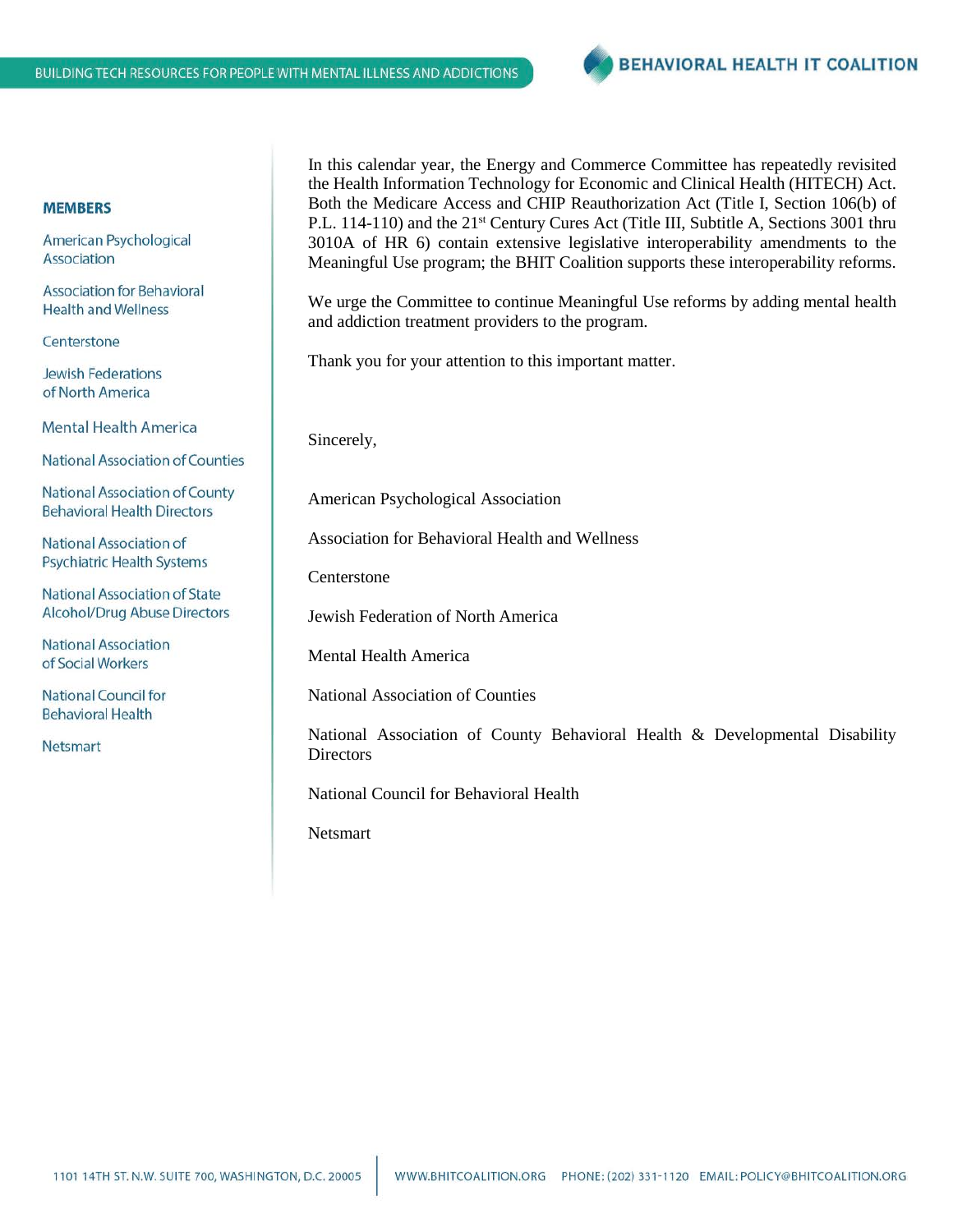BUILDING TECH RESOURCES FOR PEOPLE WITH MENTAL ILLNESS AND ADDICTIONS

**BEHAVIORAL HEALTH IT COALITION**

**MEMBERS**

American Psychological Association

Association for Behavioral Health and Wellness

Centerstone

Jewish Federations of North America

Mental Health America

National Association of Counties

National Association of County Behavioral Health Directors

National Association of Psychiatric Health Systems

National Association of State Alcohol/Drug Abuse Directors

National Association of Social Workers

National Council for Behavioral Health

Netsmart

In this calendar year, the Energy and Commerce Committee has repeatedly revisited the Health Information Technology for Economic and Clinical Health (HITECH) Act. Both the Medicare Access and CHIP Reauthorization Act (Title I, Section 106(b) of P.L. 114-110) and the 21st Century Cures Act (Title III, Subtitle A, Sections 3001 thru 3010A of HR 6) contain extensive legislative interoperability amendments to the Meaningful Use program; the BHIT Coalition supports these interoperability reforms.

We urge the Committee to continue Meaningful Use reforms by adding mental health and addiction treatment providers to the program.

Thank you for your attention to this important matter.

Sincerely,

American Psychological Association

Association for Behavioral Health and Wellness

Centerstone

Jewish Federation of North America

Mental Health America

National Association of Counties

National Association of County Behavioral Health & Developmental Disability Directors

National Council for Behavioral Health

Netsmart

1101 14TH ST. N.W. SUITE 700, WASHINGTON, D.C. 20005 | WWW.BHITCOALITION.ORG PHONE: (202) 331-1120 EMAIL: POLICY@BHITCOALITION.ORG